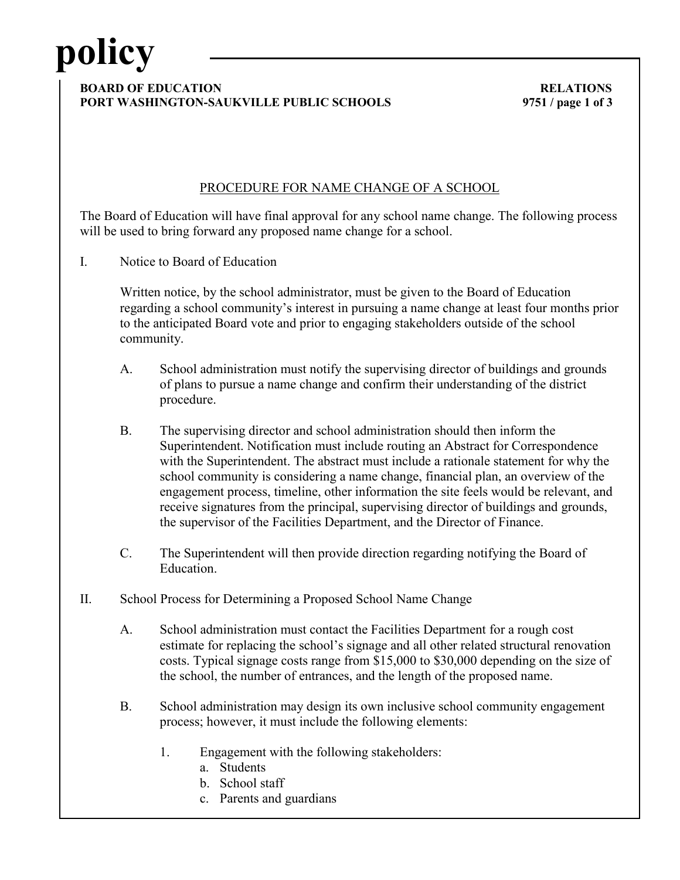# PROCEDURE FOR NAME CHANGE OF A SCHOOL

The Board of Education will have final approval for any school name change. The following process will be used to bring forward any proposed name change for a school.

I. Notice to Board of Education

Written notice, by the school administrator, must be given to the Board of Education regarding a school community's interest in pursuing a name change at least four months prior to the anticipated Board vote and prior to engaging stakeholders outside of the school community.

A. School administration must notify the supervising director of buildings and grounds of plans to pursue a name change and confirm their understanding of the district procedure.

B. The supervising director and school administration should then inform the Superintendent. Notification must include routing an Abstract for Correspondence with the Superintendent. The abstract must include a rationale statement for why the school community is considering a name change, financial plan, an overview of the engagement process, timeline, other information the site feels would be relevant, and receive signatures from the principal, supervising director of buildings and grounds, the supervisor of the Facilities Department, and the Director of Finance.

C. The Superintendent will then provide direction regarding notifying the Board of Education.

II. School Process for Determining a Proposed School Name Change

A. School administration must contact the Facilities Department for a rough cost estimate for replacing the school's signage and all other related structural renovation costs. Typical signage costs range from $15,000 to $30,000 depending on the size of the school, the number of entrances, and the length of the proposed name.

B. School administration may design its own inclusive school community engagement process; however, it must include the following elements:

1. Engagement with the following stakeholders:
   a. Students
   b. School staff
   c. Parents and guardians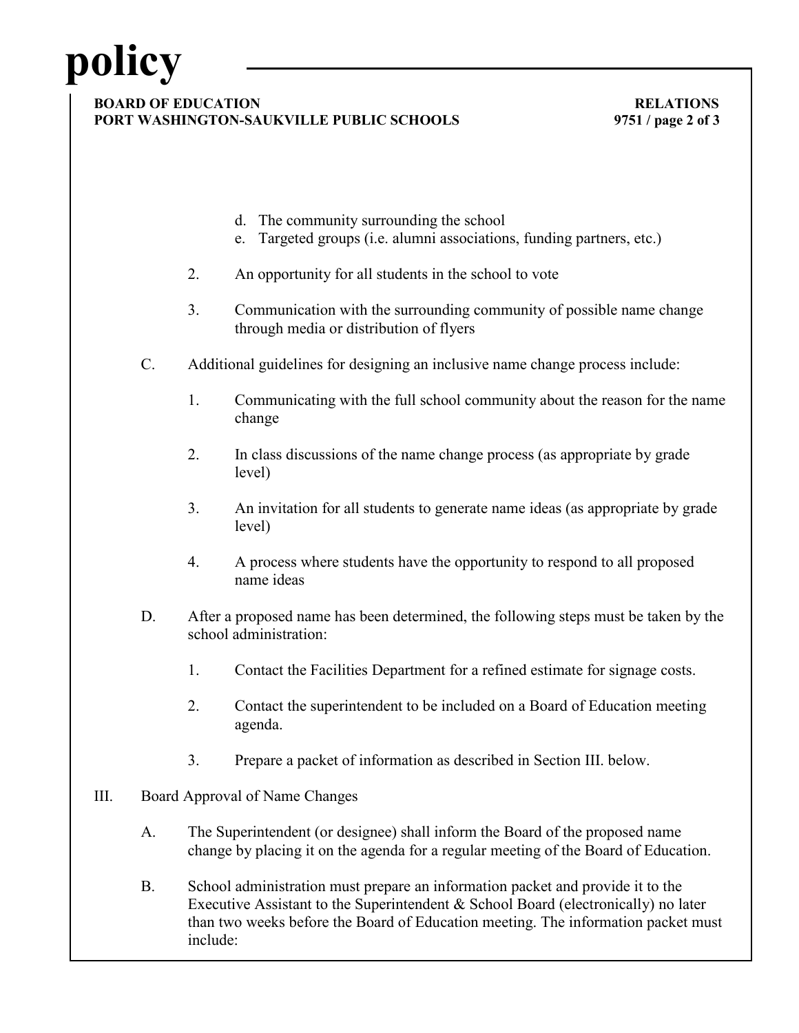d. The community surrounding the school
e. Targeted groups (i.e. alumni associations, funding partners, etc.)

2. An opportunity for all students in the school to vote

3. Communication with the surrounding community of possible name change through media or distribution of flyers

C. Additional guidelines for designing an inclusive name change process include:

1. Communicating with the full school community about the reason for the name change

2. In class discussions of the name change process (as appropriate by grade level)

3. An invitation for all students to generate name ideas (as appropriate by grade level)

4. A process where students have the opportunity to respond to all proposed name ideas

D. After a proposed name has been determined, the following steps must be taken by the school administration:

1. Contact the Facilities Department for a refined estimate for signage costs.

2. Contact the superintendent to be included on a Board of Education meeting agenda.

3. Prepare a packet of information as described in Section III. below.

III. Board Approval of Name Changes

A. The Superintendent (or designee) shall inform the Board of the proposed name change by placing it on the agenda for a regular meeting of the Board of Education.

B. School administration must prepare an information packet and provide it to the Executive Assistant to the Superintendent & School Board (electronically) no later than two weeks before the Board of Education meeting. The information packet must include: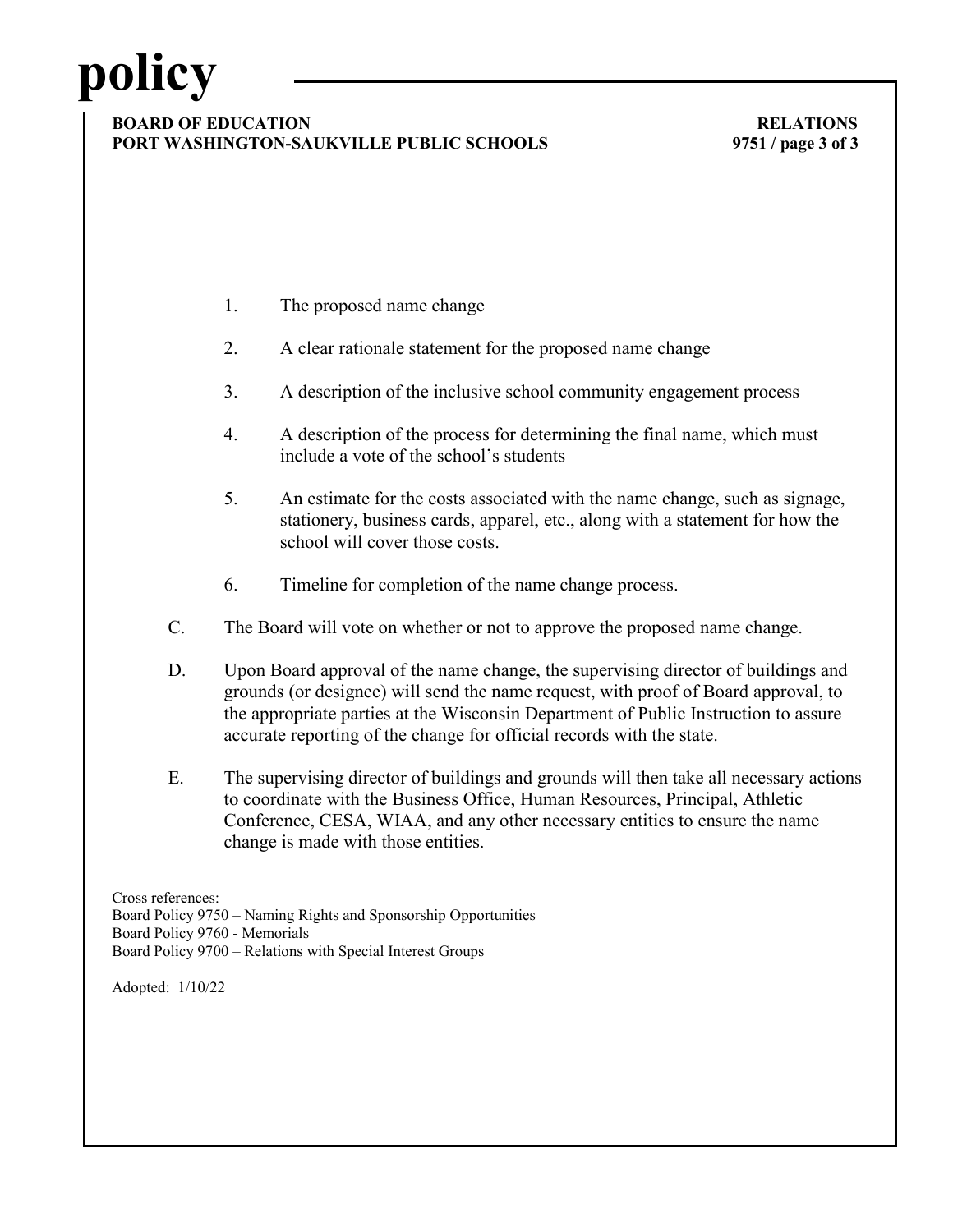1. The proposed name change

2. A clear rationale statement for the proposed name change

3. A description of the inclusive school community engagement process

4. A description of the process for determining the final name, which must include a vote of the school's students

5. An estimate for the costs associated with the name change, such as signage, stationery, business cards, apparel, etc., along with a statement for how the school will cover those costs.

6. Timeline for completion of the name change process.

C. The Board will vote on whether or not to approve the proposed name change.

D. Upon Board approval of the name change, the supervising director of buildings and grounds (or designee) will send the name request, with proof of Board approval, to the appropriate parties at the Wisconsin Department of Public Instruction to assure accurate reporting of the change for official records with the state.

E. The supervising director of buildings and grounds will then take all necessary actions to coordinate with the Business Office, Human Resources, Principal, Athletic Conference, CESA, WIAA, and any other necessary entities to ensure the name change is made with those entities.

Cross references:
Board Policy 9750 – Naming Rights and Sponsorship Opportunities
Board Policy 9760 - Memorials
Board Policy 9700 – Relations with Special Interest Groups

Adopted: 1/10/22